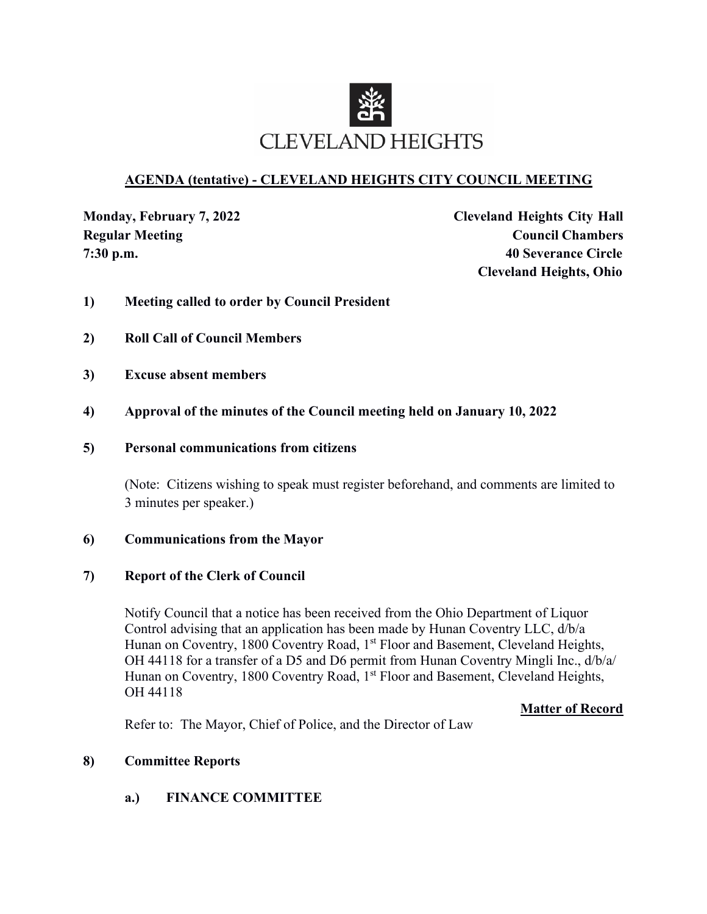CLEVELAND HEIGHTS

## AGENDA (tentative) - CLEVELAND HEIGHTS CITY COUNCIL MEETING

**Monday, February 7, 2022**
**Regular Meeting**
**7:30 p.m.**

**Cleveland Heights City Hall**
**Council Chambers**
**40 Severance Circle**
**Cleveland Heights, Ohio**

**1) Meeting called to order by Council President**

**2) Roll Call of Council Members**

**3) Excuse absent members**

**4) Approval of the minutes of the Council meeting held on January 10, 2022**

**5) Personal communications from citizens**

(Note: Citizens wishing to speak must register beforehand, and comments are limited to 3 minutes per speaker.)

**6) Communications from the Mayor**

**7) Report of the Clerk of Council**

Notify Council that a notice has been received from the Ohio Department of Liquor Control advising that an application has been made by Hunan Coventry LLC, d/b/a Hunan on Coventry, 1800 Coventry Road, 1st Floor and Basement, Cleveland Heights, OH 44118 for a transfer of a D5 and D6 permit from Hunan Coventry Mingli Inc., d/b/a/ Hunan on Coventry, 1800 Coventry Road, 1st Floor and Basement, Cleveland Heights, OH 44118

**Matter of Record**

Refer to: The Mayor, Chief of Police, and the Director of Law

**8) Committee Reports**

**a.) FINANCE COMMITTEE**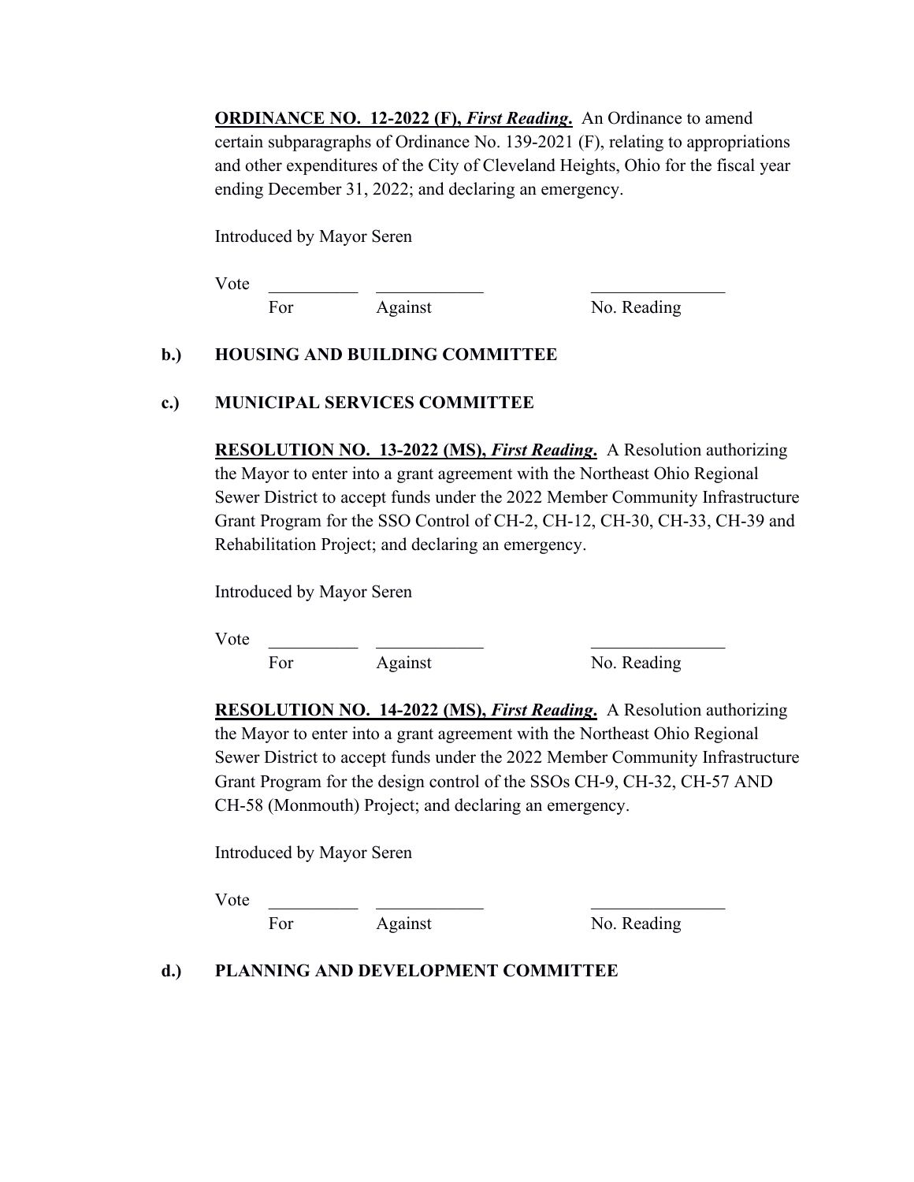**<u>ORDINANCE NO. 12-2022 (F),</u> *<u>First Reading</u>*.** An Ordinance to amend certain subparagraphs of Ordinance No. 139-2021 (F), relating to appropriations and other expenditures of the City of Cleveland Heights, Ohio for the fiscal year ending December 31, 2022; and declaring an emergency.

Introduced by Mayor Seren

Vote __________ ____________ _______________

For Against No. Reading

**b.) HOUSING AND BUILDING COMMITTEE**

**c.) MUNICIPAL SERVICES COMMITTEE**

**<u>RESOLUTION NO. 13-2022 (MS),</u> *<u>First Reading</u>*.** A Resolution authorizing the Mayor to enter into a grant agreement with the Northeast Ohio Regional Sewer District to accept funds under the 2022 Member Community Infrastructure Grant Program for the SSO Control of CH-2, CH-12, CH-30, CH-33, CH-39 and Rehabilitation Project; and declaring an emergency.

Introduced by Mayor Seren

Vote __________ ____________ _______________

For Against No. Reading

**<u>RESOLUTION NO. 14-2022 (MS),</u> *<u>First Reading</u>*.** A Resolution authorizing the Mayor to enter into a grant agreement with the Northeast Ohio Regional Sewer District to accept funds under the 2022 Member Community Infrastructure Grant Program for the design control of the SSOs CH-9, CH-32, CH-57 AND CH-58 (Monmouth) Project; and declaring an emergency.

Introduced by Mayor Seren

Vote __________ ____________ _______________

For Against No. Reading

**d.) PLANNING AND DEVELOPMENT COMMITTEE**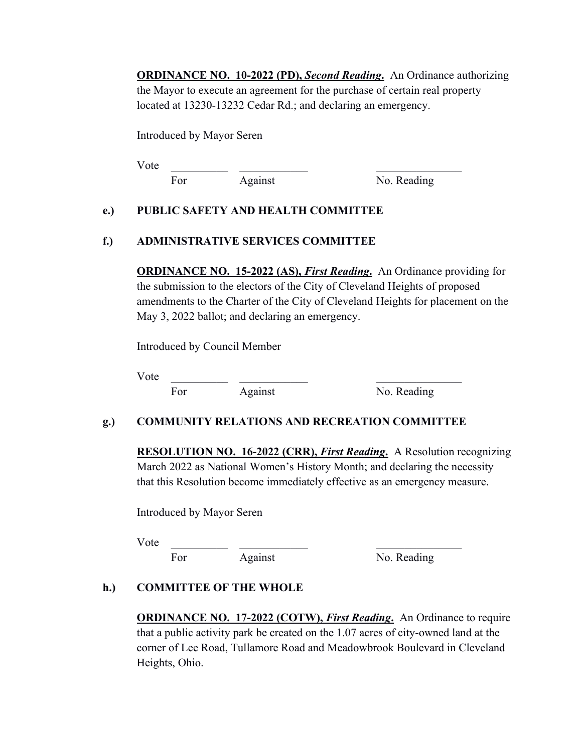**ORDINANCE NO. 10-2022 (PD),** ***Second Reading*****.** An Ordinance authorizing the Mayor to execute an agreement for the purchase of certain real property located at 13230-13232 Cedar Rd.; and declaring an emergency.

Introduced by Mayor Seren

Vote __________ ____________ _______________

For Against No. Reading

**e.) PUBLIC SAFETY AND HEALTH COMMITTEE**

**f.) ADMINISTRATIVE SERVICES COMMITTEE**

**ORDINANCE NO. 15-2022 (AS),** ***First Reading*****.** An Ordinance providing for the submission to the electors of the City of Cleveland Heights of proposed amendments to the Charter of the City of Cleveland Heights for placement on the May 3, 2022 ballot; and declaring an emergency.

Introduced by Council Member

Vote __________ ____________ _______________

For Against No. Reading

**g.) COMMUNITY RELATIONS AND RECREATION COMMITTEE**

**RESOLUTION NO. 16-2022 (CRR),** ***First Reading*****.** A Resolution recognizing March 2022 as National Women's History Month; and declaring the necessity that this Resolution become immediately effective as an emergency measure.

Introduced by Mayor Seren

Vote __________ ____________ _______________

For Against No. Reading

**h.) COMMITTEE OF THE WHOLE**

**ORDINANCE NO. 17-2022 (COTW),** ***First Reading*****.** An Ordinance to require that a public activity park be created on the 1.07 acres of city-owned land at the corner of Lee Road, Tullamore Road and Meadowbrook Boulevard in Cleveland Heights, Ohio.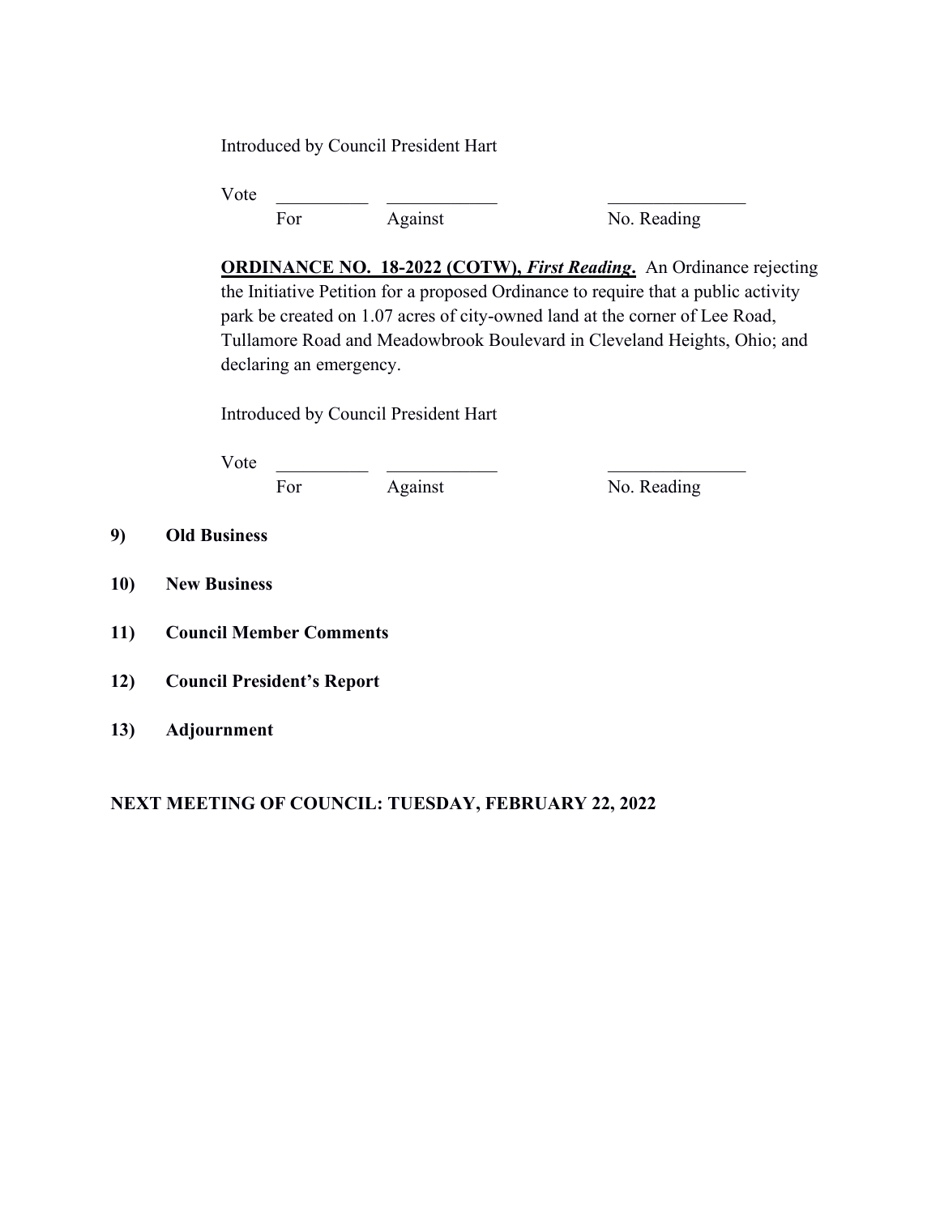Introduced by Council President Hart

Vote \_\_\_\_\_\_\_\_\_\_ \_\_\_\_\_\_\_\_\_\_\_\_ \_\_\_\_\_\_\_\_\_\_\_\_\_\_\_

For Against No. Reading

**<u>ORDINANCE NO. 18-2022 (COTW), *First Reading*</u>.** An Ordinance rejecting the Initiative Petition for a proposed Ordinance to require that a public activity park be created on 1.07 acres of city-owned land at the corner of Lee Road, Tullamore Road and Meadowbrook Boulevard in Cleveland Heights, Ohio; and declaring an emergency.

Introduced by Council President Hart

Vote \_\_\_\_\_\_\_\_\_\_ \_\_\_\_\_\_\_\_\_\_\_\_ \_\_\_\_\_\_\_\_\_\_\_\_\_\_\_

For Against No. Reading

**9) Old Business**

**10) New Business**

**11) Council Member Comments**

**12) Council President's Report**

**13) Adjournment**

**NEXT MEETING OF COUNCIL: TUESDAY, FEBRUARY 22, 2022**